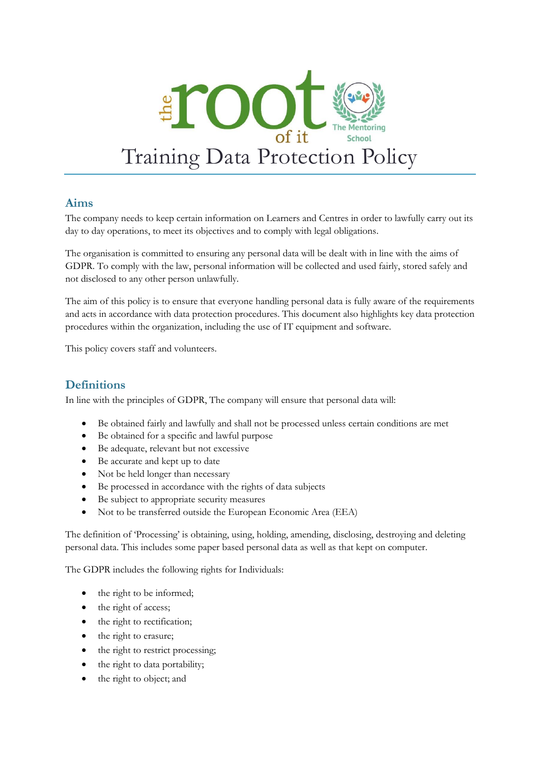# Training Data Protection Policy

## Aims

The company needs to keep certain information on Learners and Centres in order to lawfully carry out its day to day operations, to meet its objectives and to comply with legal obligations.

The organisation is committed to ensuring any personal data will be dealt with in line with the aims of GDPR. To comply with the law, personal information will be collected and used fairly, stored safely and not disclosed to any other person unlawfully.

The aim of this policy is to ensure that everyone handling personal data is fully aware of the requirements and acts in accordance with data protection procedures. This document also highlights key data protection procedures within the organization, including the use of IT equipment and software.

This policy covers staff and volunteers.

## Definitions

In line with the principles of GDPR, The company will ensure that personal data will:

- Be obtained fairly and lawfully and shall not be processed unless certain conditions are met
- Be obtained for a specific and lawful purpose
- Be adequate, relevant but not excessive
- Be accurate and kept up to date
- Not be held longer than necessary
- Be processed in accordance with the rights of data subjects
- Be subject to appropriate security measures
- Not to be transferred outside the European Economic Area (EEA)

The definition of 'Processing' is obtaining, using, holding, amending, disclosing, destroying and deleting personal data. This includes some paper based personal data as well as that kept on computer.

The GDPR includes the following rights for Individuals:

- the right to be informed;
- the right of access;
- the right to rectification;
- the right to erasure;
- the right to restrict processing;
- the right to data portability;
- the right to object; and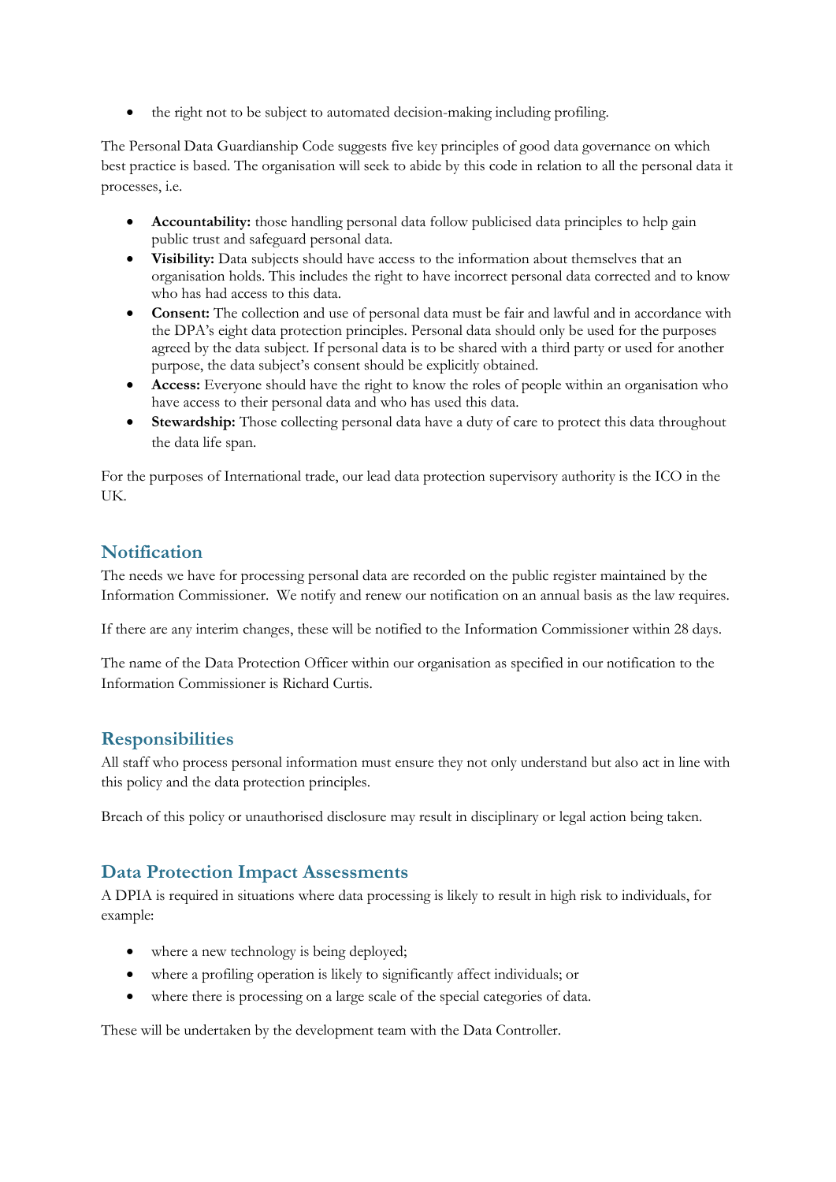- the right not to be subject to automated decision-making including profiling.

The Personal Data Guardianship Code suggests five key principles of good data governance on which best practice is based. The organisation will seek to abide by this code in relation to all the personal data it processes, i.e.

- **Accountability:** those handling personal data follow publicised data principles to help gain public trust and safeguard personal data.
- **Visibility:** Data subjects should have access to the information about themselves that an organisation holds. This includes the right to have incorrect personal data corrected and to know who has had access to this data.
- **Consent:** The collection and use of personal data must be fair and lawful and in accordance with the DPA's eight data protection principles. Personal data should only be used for the purposes agreed by the data subject. If personal data is to be shared with a third party or used for another purpose, the data subject's consent should be explicitly obtained.
- **Access:** Everyone should have the right to know the roles of people within an organisation who have access to their personal data and who has used this data.
- **Stewardship:** Those collecting personal data have a duty of care to protect this data throughout the data life span.

For the purposes of International trade, our lead data protection supervisory authority is the ICO in the UK.

## Notification

The needs we have for processing personal data are recorded on the public register maintained by the Information Commissioner. We notify and renew our notification on an annual basis as the law requires.

If there are any interim changes, these will be notified to the Information Commissioner within 28 days.

The name of the Data Protection Officer within our organisation as specified in our notification to the Information Commissioner is Richard Curtis.

## Responsibilities

All staff who process personal information must ensure they not only understand but also act in line with this policy and the data protection principles.

Breach of this policy or unauthorised disclosure may result in disciplinary or legal action being taken.

## Data Protection Impact Assessments

A DPIA is required in situations where data processing is likely to result in high risk to individuals, for example:

- where a new technology is being deployed;
- where a profiling operation is likely to significantly affect individuals; or
- where there is processing on a large scale of the special categories of data.

These will be undertaken by the development team with the Data Controller.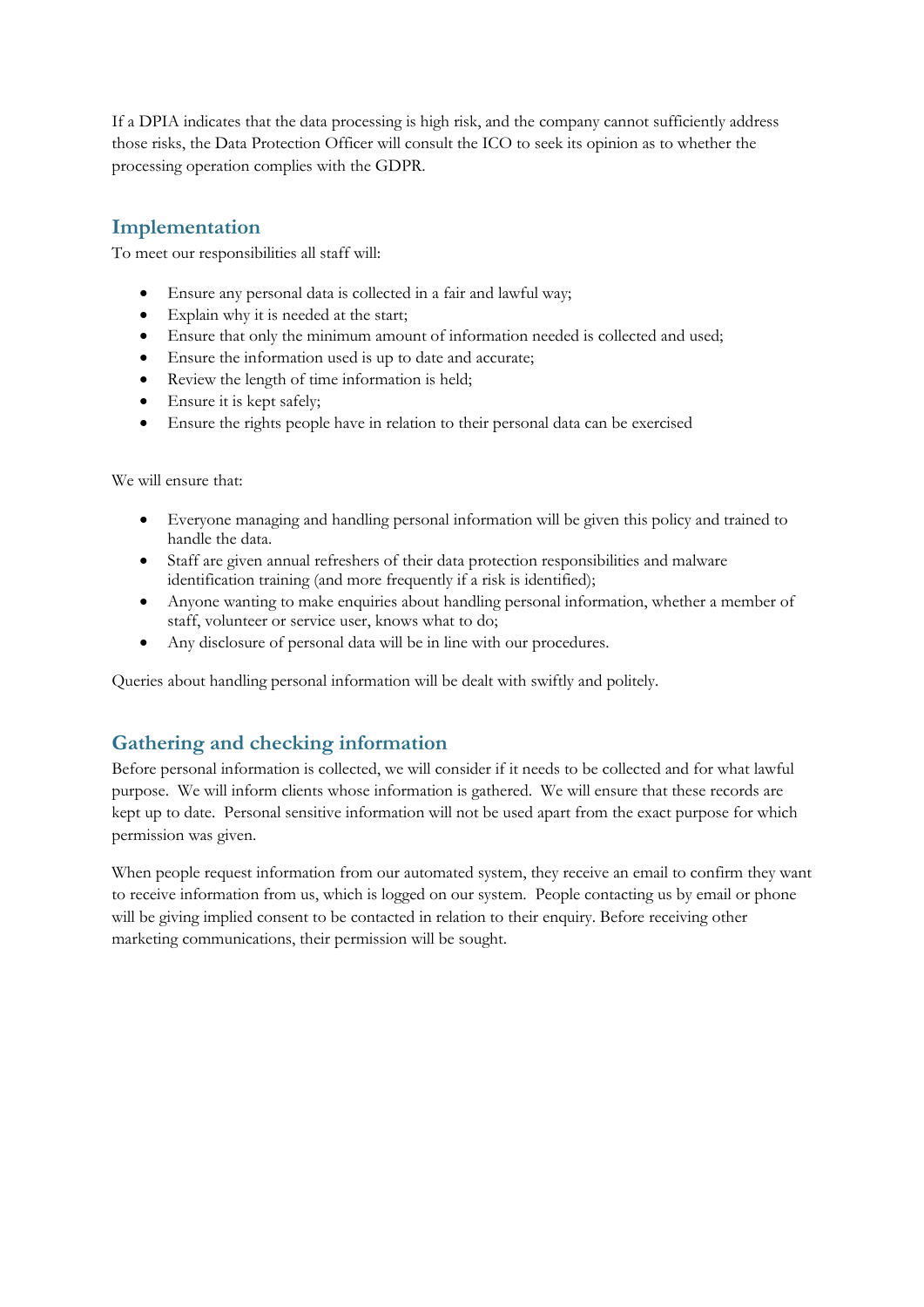If a DPIA indicates that the data processing is high risk, and the company cannot sufficiently address those risks, the Data Protection Officer will consult the ICO to seek its opinion as to whether the processing operation complies with the GDPR.

## Implementation

To meet our responsibilities all staff will:

- Ensure any personal data is collected in a fair and lawful way;
- Explain why it is needed at the start;
- Ensure that only the minimum amount of information needed is collected and used;
- Ensure the information used is up to date and accurate;
- Review the length of time information is held;
- Ensure it is kept safely;
- Ensure the rights people have in relation to their personal data can be exercised

We will ensure that:

- Everyone managing and handling personal information will be given this policy and trained to handle the data.
- Staff are given annual refreshers of their data protection responsibilities and malware identification training (and more frequently if a risk is identified);
- Anyone wanting to make enquiries about handling personal information, whether a member of staff, volunteer or service user, knows what to do;
- Any disclosure of personal data will be in line with our procedures.

Queries about handling personal information will be dealt with swiftly and politely.

## Gathering and checking information

Before personal information is collected, we will consider if it needs to be collected and for what lawful purpose. We will inform clients whose information is gathered. We will ensure that these records are kept up to date. Personal sensitive information will not be used apart from the exact purpose for which permission was given.

When people request information from our automated system, they receive an email to confirm they want to receive information from us, which is logged on our system. People contacting us by email or phone will be giving implied consent to be contacted in relation to their enquiry. Before receiving other marketing communications, their permission will be sought.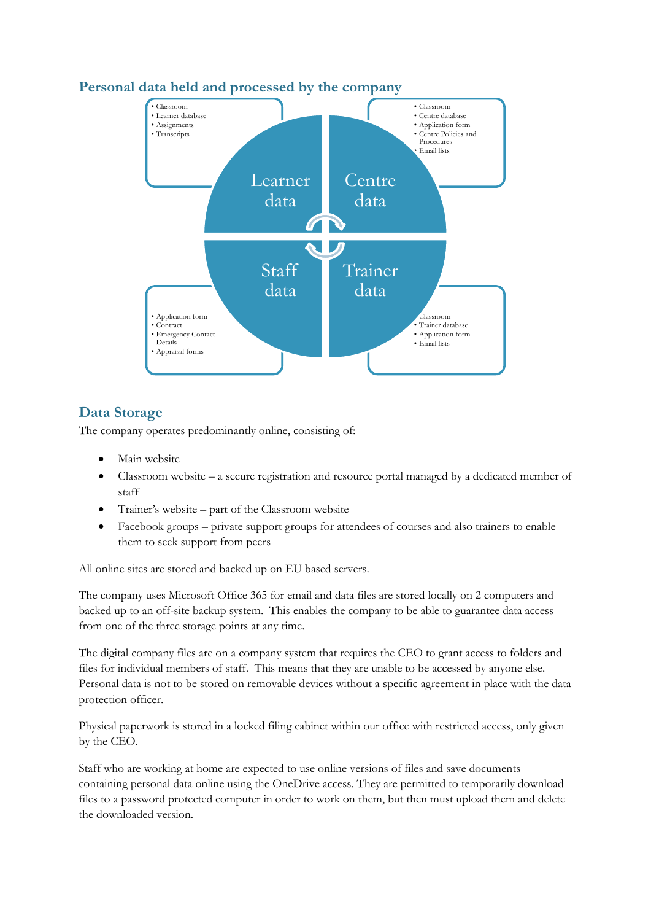## Personal data held and processed by the company

**Learner data**
- Classroom
- Learner database
- Assignments
- Transcripts

**Centre data**
- Classroom
- Centre database
- Application form
- Centre Policies and Procedures
- Email lists

**Staff data**
- Application form
- Contract
- Emergency Contact Details
- Appraisal forms

**Trainer data**
- Classroom
- Trainer database
- Application form
- Email lists

## Data Storage

The company operates predominantly online, consisting of:

- Main website
- Classroom website – a secure registration and resource portal managed by a dedicated member of staff
- Trainer's website – part of the Classroom website
- Facebook groups – private support groups for attendees of courses and also trainers to enable them to seek support from peers

All online sites are stored and backed up on EU based servers.

The company uses Microsoft Office 365 for email and data files are stored locally on 2 computers and backed up to an off-site backup system. This enables the company to be able to guarantee data access from one of the three storage points at any time.

The digital company files are on a company system that requires the CEO to grant access to folders and files for individual members of staff. This means that they are unable to be accessed by anyone else. Personal data is not to be stored on removable devices without a specific agreement in place with the data protection officer.

Physical paperwork is stored in a locked filing cabinet within our office with restricted access, only given by the CEO.

Staff who are working at home are expected to use online versions of files and save documents containing personal data online using the OneDrive access. They are permitted to temporarily download files to a password protected computer in order to work on them, but then must upload them and delete the downloaded version.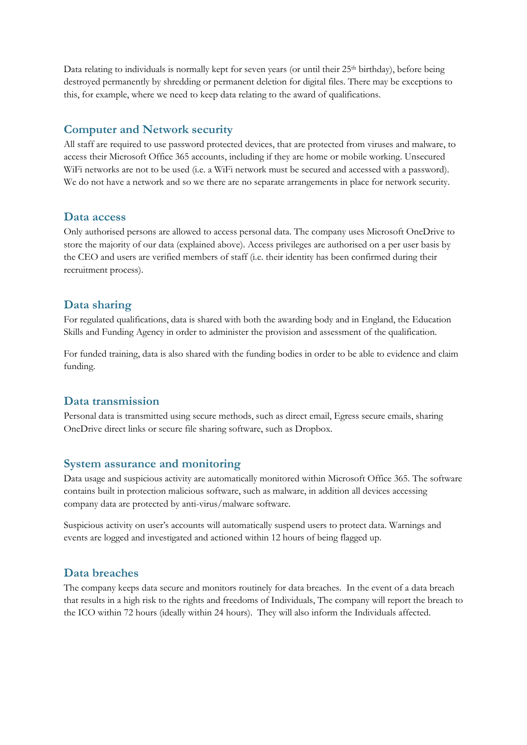Data relating to individuals is normally kept for seven years (or until their 25th birthday), before being destroyed permanently by shredding or permanent deletion for digital files. There may be exceptions to this, for example, where we need to keep data relating to the award of qualifications.

## Computer and Network security

All staff are required to use password protected devices, that are protected from viruses and malware, to access their Microsoft Office 365 accounts, including if they are home or mobile working. Unsecured WiFi networks are not to be used (i.e. a WiFi network must be secured and accessed with a password). We do not have a network and so we there are no separate arrangements in place for network security.

## Data access

Only authorised persons are allowed to access personal data. The company uses Microsoft OneDrive to store the majority of our data (explained above). Access privileges are authorised on a per user basis by the CEO and users are verified members of staff (i.e. their identity has been confirmed during their recruitment process).

## Data sharing

For regulated qualifications, data is shared with both the awarding body and in England, the Education Skills and Funding Agency in order to administer the provision and assessment of the qualification.

For funded training, data is also shared with the funding bodies in order to be able to evidence and claim funding.

## Data transmission

Personal data is transmitted using secure methods, such as direct email, Egress secure emails, sharing OneDrive direct links or secure file sharing software, such as Dropbox.

## System assurance and monitoring

Data usage and suspicious activity are automatically monitored within Microsoft Office 365. The software contains built in protection malicious software, such as malware, in addition all devices accessing company data are protected by anti-virus/malware software.

Suspicious activity on user's accounts will automatically suspend users to protect data. Warnings and events are logged and investigated and actioned within 12 hours of being flagged up.

## Data breaches

The company keeps data secure and monitors routinely for data breaches. In the event of a data breach that results in a high risk to the rights and freedoms of Individuals, The company will report the breach to the ICO within 72 hours (ideally within 24 hours). They will also inform the Individuals affected.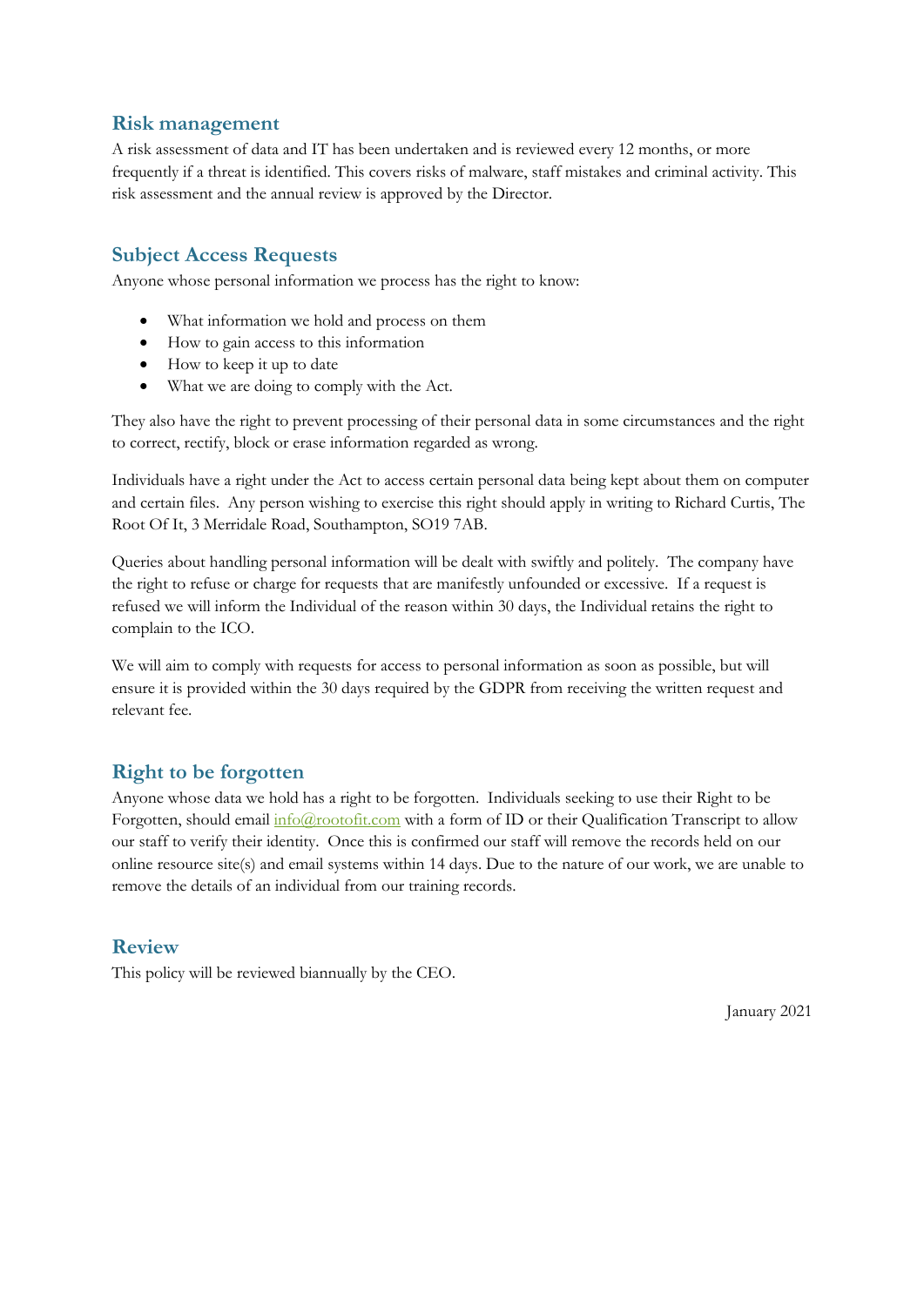## Risk management

A risk assessment of data and IT has been undertaken and is reviewed every 12 months, or more frequently if a threat is identified. This covers risks of malware, staff mistakes and criminal activity. This risk assessment and the annual review is approved by the Director.

## Subject Access Requests

Anyone whose personal information we process has the right to know:

- What information we hold and process on them
- How to gain access to this information
- How to keep it up to date
- What we are doing to comply with the Act.

They also have the right to prevent processing of their personal data in some circumstances and the right to correct, rectify, block or erase information regarded as wrong.

Individuals have a right under the Act to access certain personal data being kept about them on computer and certain files. Any person wishing to exercise this right should apply in writing to Richard Curtis, The Root Of It, 3 Merridale Road, Southampton, SO19 7AB.

Queries about handling personal information will be dealt with swiftly and politely. The company have the right to refuse or charge for requests that are manifestly unfounded or excessive. If a request is refused we will inform the Individual of the reason within 30 days, the Individual retains the right to complain to the ICO.

We will aim to comply with requests for access to personal information as soon as possible, but will ensure it is provided within the 30 days required by the GDPR from receiving the written request and relevant fee.

## Right to be forgotten

Anyone whose data we hold has a right to be forgotten. Individuals seeking to use their Right to be Forgotten, should email info@rootofit.com with a form of ID or their Qualification Transcript to allow our staff to verify their identity. Once this is confirmed our staff will remove the records held on our online resource site(s) and email systems within 14 days. Due to the nature of our work, we are unable to remove the details of an individual from our training records.

## Review

This policy will be reviewed biannually by the CEO.

January 2021